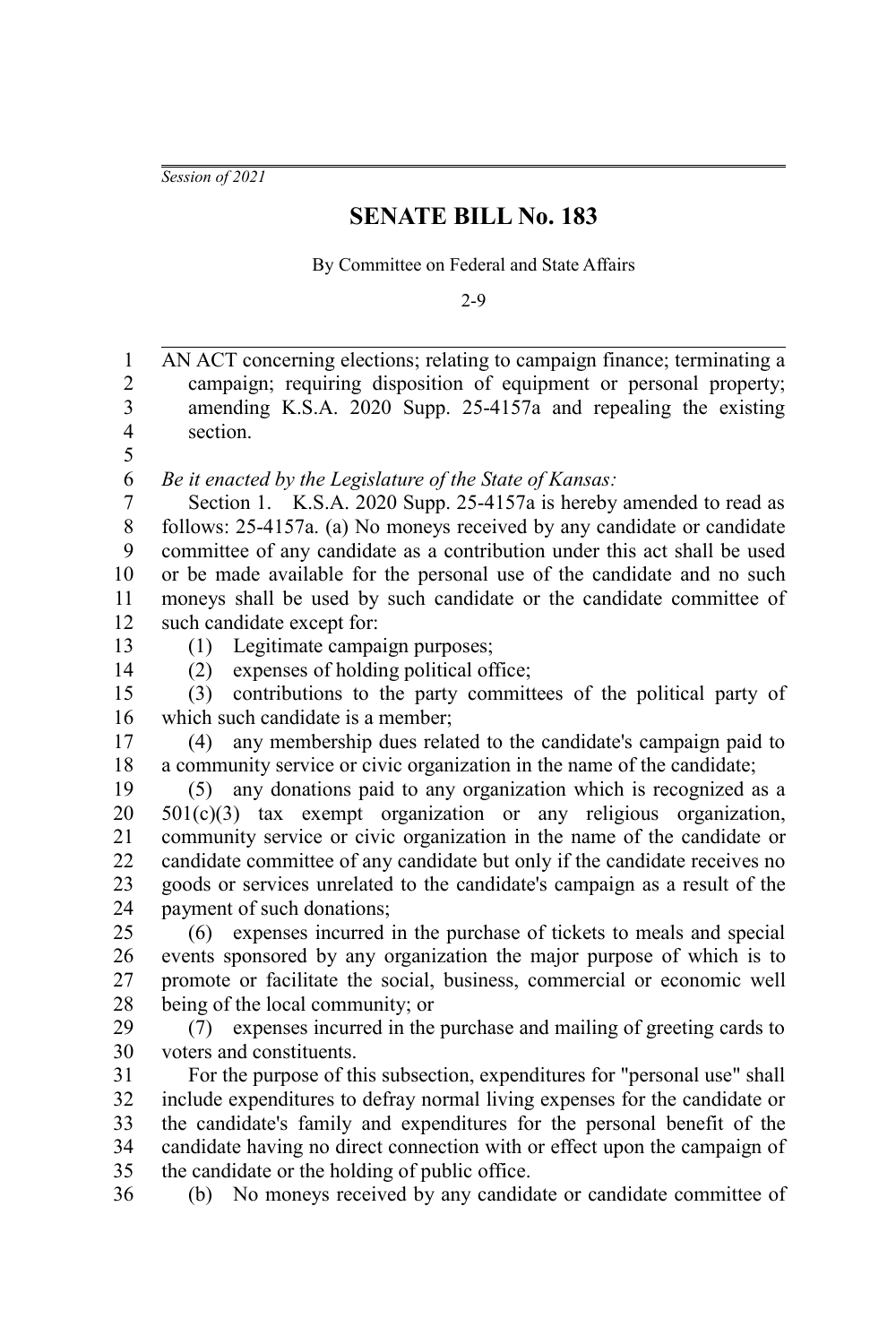*Session of 2021*

# SENATE BILL No. 183

By Committee on Federal and State Affairs

2-9

AN ACT concerning elections; relating to campaign finance; terminating a campaign; requiring disposition of equipment or personal property; amending K.S.A. 2020 Supp. 25-4157a and repealing the existing section.

*Be it enacted by the Legislature of the State of Kansas:*

Section 1. K.S.A. 2020 Supp. 25-4157a is hereby amended to read as follows: 25-4157a. (a) No moneys received by any candidate or candidate committee of any candidate as a contribution under this act shall be used or be made available for the personal use of the candidate and no such moneys shall be used by such candidate or the candidate committee of such candidate except for:

(1) Legitimate campaign purposes;

(2) expenses of holding political office;

(3) contributions to the party committees of the political party of which such candidate is a member;

(4) any membership dues related to the candidate's campaign paid to a community service or civic organization in the name of the candidate;

(5) any donations paid to any organization which is recognized as a 501(c)(3) tax exempt organization or any religious organization, community service or civic organization in the name of the candidate or candidate committee of any candidate but only if the candidate receives no goods or services unrelated to the candidate's campaign as a result of the payment of such donations;

(6) expenses incurred in the purchase of tickets to meals and special events sponsored by any organization the major purpose of which is to promote or facilitate the social, business, commercial or economic well being of the local community; or

(7) expenses incurred in the purchase and mailing of greeting cards to voters and constituents.

For the purpose of this subsection, expenditures for "personal use" shall include expenditures to defray normal living expenses for the candidate or the candidate's family and expenditures for the personal benefit of the candidate having no direct connection with or effect upon the campaign of the candidate or the holding of public office.

(b) No moneys received by any candidate or candidate committee of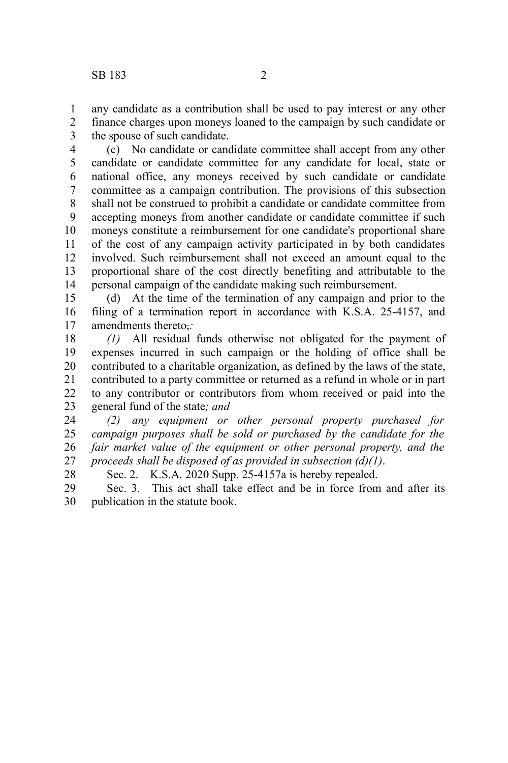any candidate as a contribution shall be used to pay interest or any other finance charges upon moneys loaned to the campaign by such candidate or the spouse of such candidate.

(c) No candidate or candidate committee shall accept from any other candidate or candidate committee for any candidate for local, state or national office, any moneys received by such candidate or candidate committee as a campaign contribution. The provisions of this subsection shall not be construed to prohibit a candidate or candidate committee from accepting moneys from another candidate or candidate committee if such moneys constitute a reimbursement for one candidate's proportional share of the cost of any campaign activity participated in by both candidates involved. Such reimbursement shall not exceed an amount equal to the proportional share of the cost directly benefiting and attributable to the personal campaign of the candidate making such reimbursement.

(d) At the time of the termination of any campaign and prior to the filing of a termination report in accordance with K.S.A. 25-4157, and amendments thereto, *:*

*(1)* All residual funds otherwise not obligated for the payment of expenses incurred in such campaign or the holding of office shall be contributed to a charitable organization, as defined by the laws of the state, contributed to a party committee or returned as a refund in whole or in part to any contributor or contributors from whom received or paid into the general fund of the state*; and*

*(2) any equipment or other personal property purchased for campaign purposes shall be sold or purchased by the candidate for the fair market value of the equipment or other personal property, and the proceeds shall be disposed of as provided in subsection (d)(1).*

Sec. 2. K.S.A. 2020 Supp. 25-4157a is hereby repealed.

Sec. 3. This act shall take effect and be in force from and after its publication in the statute book.